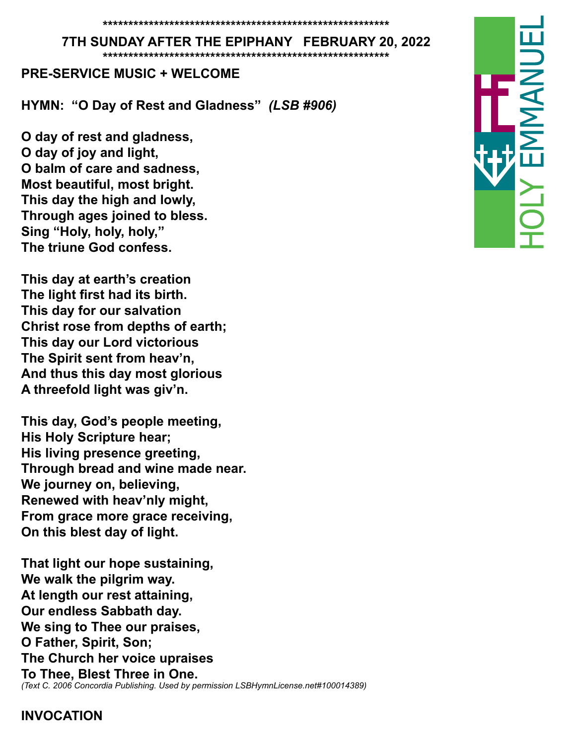*******************************************************

**7TH SUNDAY AFTER THE EPIPHANY FEBRUARY 20, 2022**

*******************************************************

**PRE-SERVICE MUSIC + WELCOME**

**HYMN: "O Day of Rest and Gladness"** ***(LSB #906)***

**O day of rest and gladness,**
**O day of joy and light,**
**O balm of care and sadness,**
**Most beautiful, most bright.**
**This day the high and lowly,**
**Through ages joined to bless.**
**Sing "Holy, holy, holy,"**
**The triune God confess.**

**This day at earth's creation**
**The light first had its birth.**
**This day for our salvation**
**Christ rose from depths of earth;**
**This day our Lord victorious**
**The Spirit sent from heav'n,**
**And thus this day most glorious**
**A threefold light was giv'n.**

**This day, God's people meeting,**
**His Holy Scripture hear;**
**His living presence greeting,**
**Through bread and wine made near.**
**We journey on, believing,**
**Renewed with heav'nly might,**
**From grace more grace receiving,**
**On this blest day of light.**

**That light our hope sustaining,**
**We walk the pilgrim way.**
**At length our rest attaining,**
**Our endless Sabbath day.**
**We sing to Thee our praises,**
**O Father, Spirit, Son;**
**The Church her voice upraises**
**To Thee, Blest Three in One.**

*(Text C. 2006 Concordia Publishing. Used by permission LSBHymnLicense.net#100014389)*

HOLY EMMANUEL

**INVOCATION**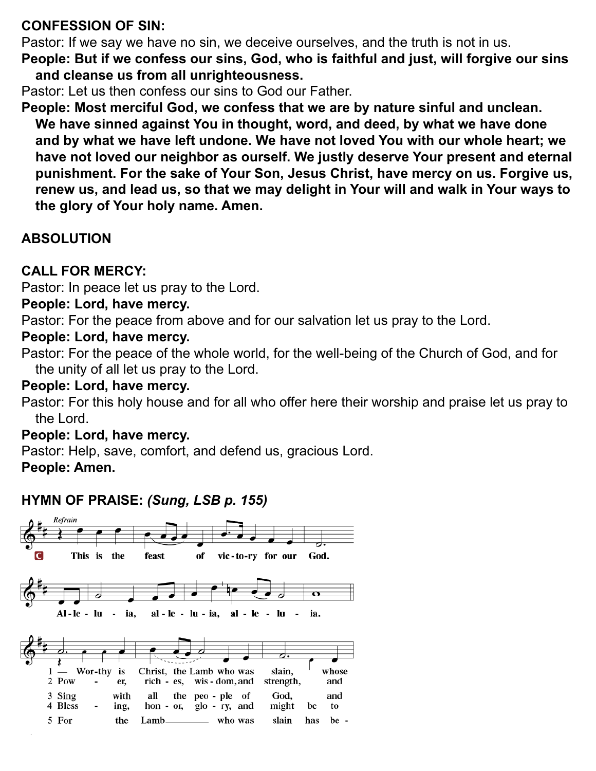**CONFESSION OF SIN:**

Pastor: If we say we have no sin, we deceive ourselves, and the truth is not in us.

**People: But if we confess our sins, God, who is faithful and just, will forgive our sins and cleanse us from all unrighteousness.**

Pastor: Let us then confess our sins to God our Father.

**People: Most merciful God, we confess that we are by nature sinful and unclean. We have sinned against You in thought, word, and deed, by what we have done and by what we have left undone. We have not loved You with our whole heart; we have not loved our neighbor as ourself. We justly deserve Your present and eternal punishment. For the sake of Your Son, Jesus Christ, have mercy on us. Forgive us, renew us, and lead us, so that we may delight in Your will and walk in Your ways to the glory of Your holy name. Amen.**

**ABSOLUTION**

**CALL FOR MERCY:**

Pastor: In peace let us pray to the Lord.

**People: Lord, have mercy.**

Pastor: For the peace from above and for our salvation let us pray to the Lord.

**People: Lord, have mercy.**

Pastor: For the peace of the whole world, for the well-being of the Church of God, and for the unity of all let us pray to the Lord.

**People: Lord, have mercy.**

Pastor: For this holy house and for all who offer here their worship and praise let us pray to the Lord.

**People: Lord, have mercy.**

Pastor: Help, save, comfort, and defend us, gracious Lord.

**People: Amen.**

**HYMN OF PRAISE:** ***(Sung, LSB p. 155)***

*Refrain*

C This is the feast of vic-to-ry for our God.
Al-le-lu-ia, al-le-lu-ia, al-le-lu-ia.

1 — Wor-thy is Christ, the Lamb who was slain, whose
2 Pow-er, rich-es, wis-dom, and strength, and
3 Sing with all the peo-ple of God, and
4 Bless-ing, hon-or, glo-ry, and might be to
5 For the Lamb who was slain has be-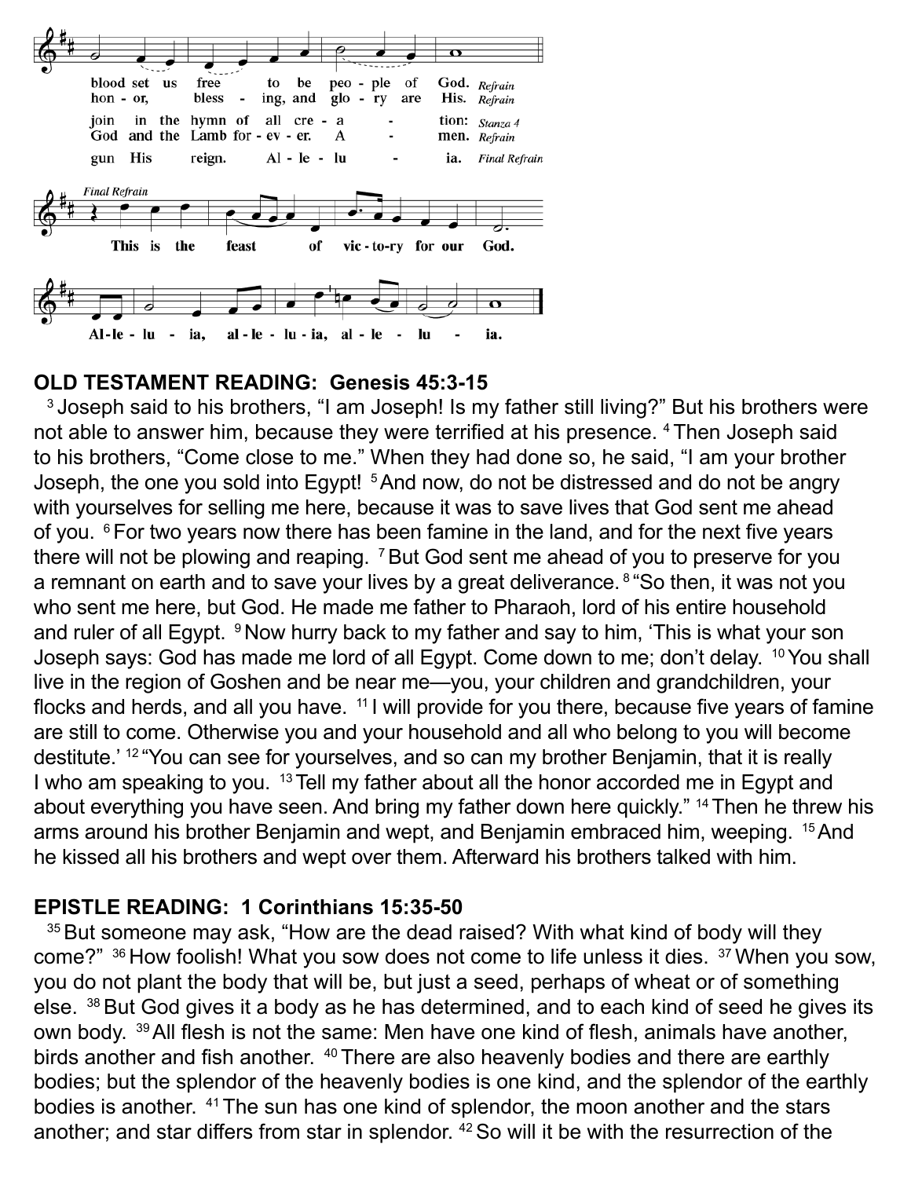blood set us free to be peo - ple of God. *Refrain*
hon - or, bless - ing, and glo - ry are His. *Refrain*

join in the hymn of all cre - a - tion: *Stanza 4*
God and the Lamb for - ev - er. A - men. *Refrain*

gun His reign. Al - le - lu - ia. *Final Refrain*

*Final Refrain*

**This is the feast of vic - to - ry for our God.**

**Al - le - lu - ia, al - le - lu - ia, al - le - lu - ia.**

**OLD TESTAMENT READING: Genesis 45:3-15**

[3] Joseph said to his brothers, “I am Joseph! Is my father still living?” But his brothers were not able to answer him, because they were terrified at his presence. [4] Then Joseph said to his brothers, “Come close to me.” When they had done so, he said, “I am your brother Joseph, the one you sold into Egypt! [5] And now, do not be distressed and do not be angry with yourselves for selling me here, because it was to save lives that God sent me ahead of you. [6] For two years now there has been famine in the land, and for the next five years there will not be plowing and reaping. [7] But God sent me ahead of you to preserve for you a remnant on earth and to save your lives by a great deliverance. [8] “So then, it was not you who sent me here, but God. He made me father to Pharaoh, lord of his entire household and ruler of all Egypt. [9] Now hurry back to my father and say to him, ‘This is what your son Joseph says: God has made me lord of all Egypt. Come down to me; don’t delay. [10] You shall live in the region of Goshen and be near me—you, your children and grandchildren, your flocks and herds, and all you have. [11] I will provide for you there, because five years of famine are still to come. Otherwise you and your household and all who belong to you will become destitute.’ [12] “You can see for yourselves, and so can my brother Benjamin, that it is really I who am speaking to you. [13] Tell my father about all the honor accorded me in Egypt and about everything you have seen. And bring my father down here quickly.” [14] Then he threw his arms around his brother Benjamin and wept, and Benjamin embraced him, weeping. [15] And he kissed all his brothers and wept over them. Afterward his brothers talked with him.

**EPISTLE READING: 1 Corinthians 15:35-50**

[35] But someone may ask, “How are the dead raised? With what kind of body will they come?” [36] How foolish! What you sow does not come to life unless it dies. [37] When you sow, you do not plant the body that will be, but just a seed, perhaps of wheat or of something else. [38] But God gives it a body as he has determined, and to each kind of seed he gives its own body. [39] All flesh is not the same: Men have one kind of flesh, animals have another, birds another and fish another. [40] There are also heavenly bodies and there are earthly bodies; but the splendor of the heavenly bodies is one kind, and the splendor of the earthly bodies is another. [41] The sun has one kind of splendor, the moon another and the stars another; and star differs from star in splendor. [42] So will it be with the resurrection of the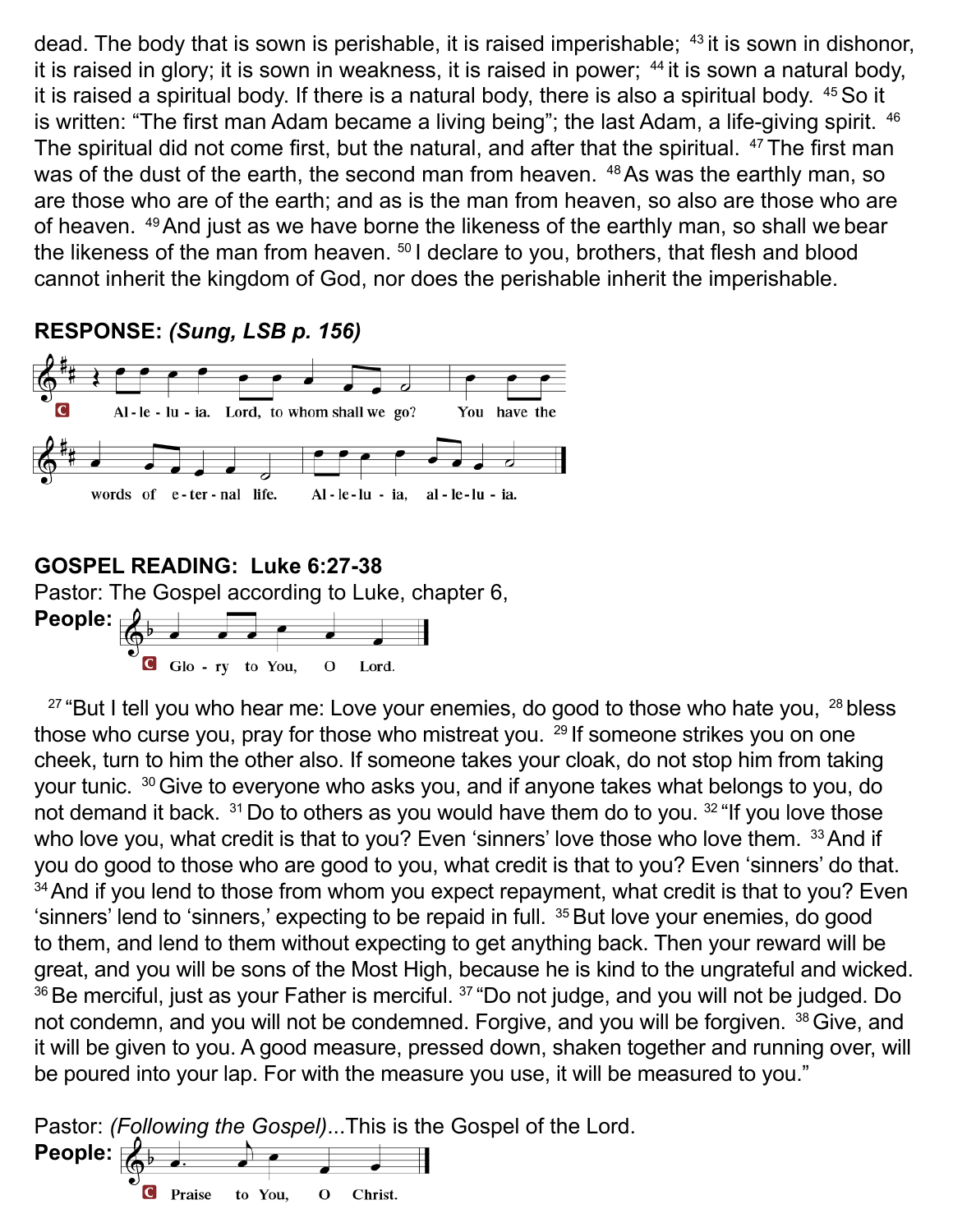dead. The body that is sown is perishable, it is raised imperishable; [43] it is sown in dishonor, it is raised in glory; it is sown in weakness, it is raised in power; [44] it is sown a natural body, it is raised a spiritual body. If there is a natural body, there is also a spiritual body. [45] So it is written: "The first man Adam became a living being"; the last Adam, a life-giving spirit. [46] The spiritual did not come first, but the natural, and after that the spiritual. [47] The first man was of the dust of the earth, the second man from heaven. [48] As was the earthly man, so are those who are of the earth; and as is the man from heaven, so also are those who are of heaven. [49] And just as we have borne the likeness of the earthly man, so shall we bear the likeness of the man from heaven. [50] I declare to you, brothers, that flesh and blood cannot inherit the kingdom of God, nor does the perishable inherit the imperishable.

**RESPONSE:** ***(Sung, LSB p. 156)***

C Alleluia. Lord, to whom shall we go? You have the words of eternal life. Alleluia, alleluia.

**GOSPEL READING: Luke 6:27-38**

Pastor: The Gospel according to Luke, chapter 6,

**People:** C Glory to You, O Lord.

[27] "But I tell you who hear me: Love your enemies, do good to those who hate you, [28] bless those who curse you, pray for those who mistreat you. [29] If someone strikes you on one cheek, turn to him the other also. If someone takes your cloak, do not stop him from taking your tunic. [30] Give to everyone who asks you, and if anyone takes what belongs to you, do not demand it back. [31] Do to others as you would have them do to you. [32] "If you love those who love you, what credit is that to you? Even 'sinners' love those who love them. [33] And if you do good to those who are good to you, what credit is that to you? Even 'sinners' do that. [34] And if you lend to those from whom you expect repayment, what credit is that to you? Even 'sinners' lend to 'sinners,' expecting to be repaid in full. [35] But love your enemies, do good to them, and lend to them without expecting to get anything back. Then your reward will be great, and you will be sons of the Most High, because he is kind to the ungrateful and wicked. [36] Be merciful, just as your Father is merciful. [37] "Do not judge, and you will not be judged. Do not condemn, and you will not be condemned. Forgive, and you will be forgiven. [38] Give, and it will be given to you. A good measure, pressed down, shaken together and running over, will be poured into your lap. For with the measure you use, it will be measured to you."

Pastor: *(Following the Gospel)*...This is the Gospel of the Lord.

**People:** C Praise to You, O Christ.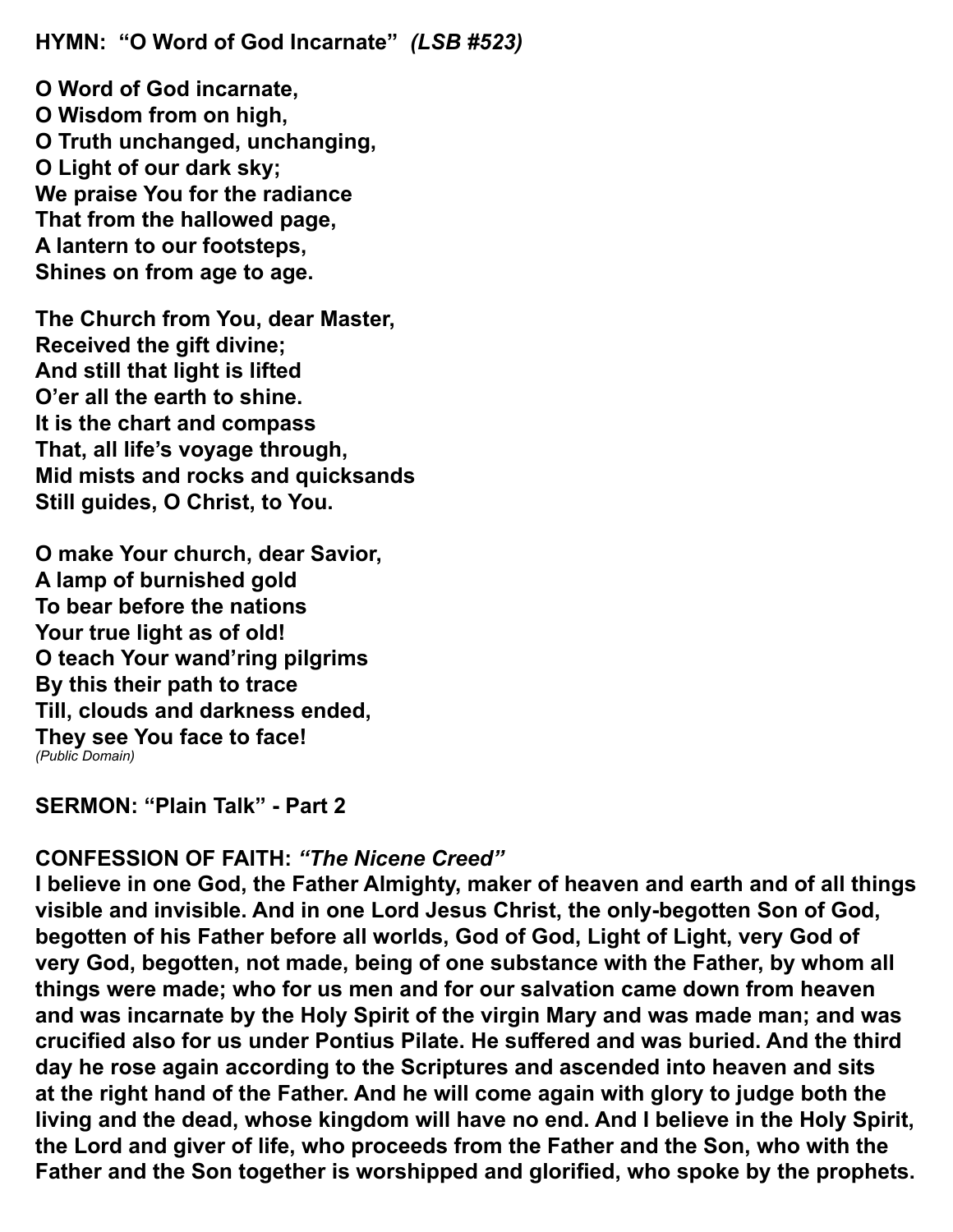**HYMN: "O Word of God Incarnate"** ***(LSB #523)***

**O Word of God incarnate,**
**O Wisdom from on high,**
**O Truth unchanged, unchanging,**
**O Light of our dark sky;**
**We praise You for the radiance**
**That from the hallowed page,**
**A lantern to our footsteps,**
**Shines on from age to age.**

**The Church from You, dear Master,**
**Received the gift divine;**
**And still that light is lifted**
**O'er all the earth to shine.**
**It is the chart and compass**
**That, all life's voyage through,**
**Mid mists and rocks and quicksands**
**Still guides, O Christ, to You.**

**O make Your church, dear Savior,**
**A lamp of burnished gold**
**To bear before the nations**
**Your true light as of old!**
**O teach Your wand'ring pilgrims**
**By this their path to trace**
**Till, clouds and darkness ended,**
**They see You face to face!**
*(Public Domain)*

**SERMON: "Plain Talk" - Part 2**

**CONFESSION OF FAITH:** ***"The Nicene Creed"***
**I believe in one God, the Father Almighty, maker of heaven and earth and of all things visible and invisible. And in one Lord Jesus Christ, the only-begotten Son of God, begotten of his Father before all worlds, God of God, Light of Light, very God of very God, begotten, not made, being of one substance with the Father, by whom all things were made; who for us men and for our salvation came down from heaven and was incarnate by the Holy Spirit of the virgin Mary and was made man; and was crucified also for us under Pontius Pilate. He suffered and was buried. And the third day he rose again according to the Scriptures and ascended into heaven and sits at the right hand of the Father. And he will come again with glory to judge both the living and the dead, whose kingdom will have no end. And I believe in the Holy Spirit, the Lord and giver of life, who proceeds from the Father and the Son, who with the Father and the Son together is worshipped and glorified, who spoke by the prophets.**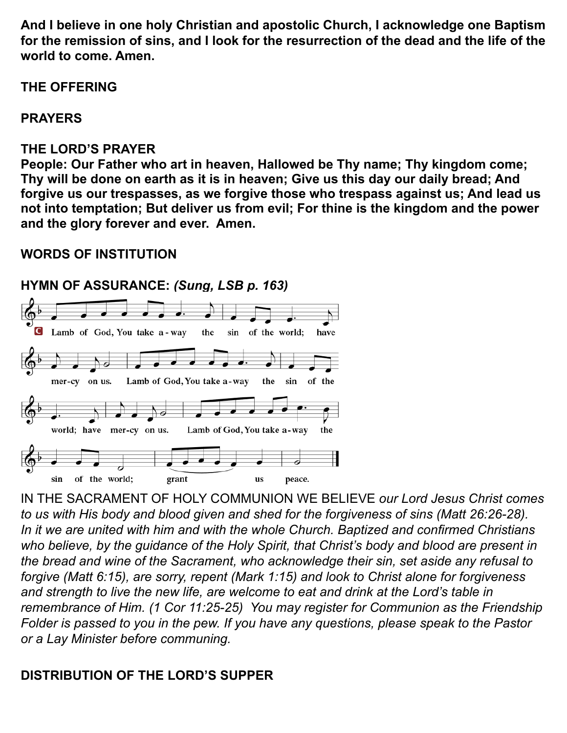**And I believe in one holy Christian and apostolic Church, I acknowledge one Baptism for the remission of sins, and I look for the resurrection of the dead and the life of the world to come. Amen.**

**THE OFFERING**

**PRAYERS**

**THE LORD'S PRAYER**
**People: Our Father who art in heaven, Hallowed be Thy name; Thy kingdom come; Thy will be done on earth as it is in heaven; Give us this day our daily bread; And forgive us our trespasses, as we forgive those who trespass against us; And lead us not into temptation; But deliver us from evil; For thine is the kingdom and the power and the glory forever and ever. Amen.**

**WORDS OF INSTITUTION**

**HYMN OF ASSURANCE:** ***(Sung, LSB p. 163)***

C Lamb of God, You take away the sin of the world; have mercy on us. Lamb of God, You take away the sin of the world; have mercy on us. Lamb of God, You take away the sin of the world; grant us peace.

IN THE SACRAMENT OF HOLY COMMUNION WE BELIEVE *our Lord Jesus Christ comes to us with His body and blood given and shed for the forgiveness of sins (Matt 26:26-28). In it we are united with him and with the whole Church. Baptized and confirmed Christians who believe, by the guidance of the Holy Spirit, that Christ's body and blood are present in the bread and wine of the Sacrament, who acknowledge their sin, set aside any refusal to forgive (Matt 6:15), are sorry, repent (Mark 1:15) and look to Christ alone for forgiveness and strength to live the new life, are welcome to eat and drink at the Lord's table in remembrance of Him. (1 Cor 11:25-25) You may register for Communion as the Friendship Folder is passed to you in the pew. If you have any questions, please speak to the Pastor or a Lay Minister before communing.*

**DISTRIBUTION OF THE LORD'S SUPPER**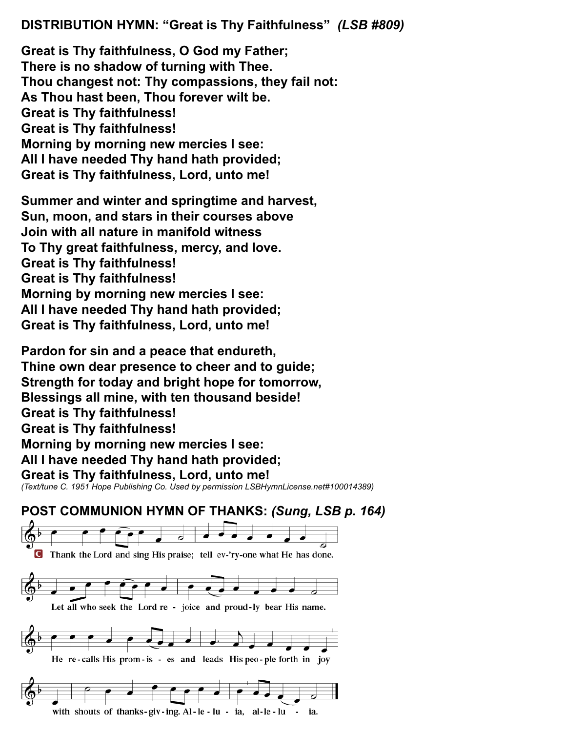**DISTRIBUTION HYMN: "Great is Thy Faithfulness"** ***(LSB #809)***

**Great is Thy faithfulness, O God my Father;**
**There is no shadow of turning with Thee.**
**Thou changest not: Thy compassions, they fail not:**
**As Thou hast been, Thou forever wilt be.**
**Great is Thy faithfulness!**
**Great is Thy faithfulness!**
**Morning by morning new mercies I see:**
**All I have needed Thy hand hath provided;**
**Great is Thy faithfulness, Lord, unto me!**

**Summer and winter and springtime and harvest,**
**Sun, moon, and stars in their courses above**
**Join with all nature in manifold witness**
**To Thy great faithfulness, mercy, and love.**
**Great is Thy faithfulness!**
**Great is Thy faithfulness!**
**Morning by morning new mercies I see:**
**All I have needed Thy hand hath provided;**
**Great is Thy faithfulness, Lord, unto me!**

**Pardon for sin and a peace that endureth,**
**Thine own dear presence to cheer and to guide;**
**Strength for today and bright hope for tomorrow,**
**Blessings all mine, with ten thousand beside!**
**Great is Thy faithfulness!**
**Great is Thy faithfulness!**
**Morning by morning new mercies I see:**
**All I have needed Thy hand hath provided;**
**Great is Thy faithfulness, Lord, unto me!**

*(Text/tune C. 1951 Hope Publishing Co. Used by permission LSBHymnLicense.net#100014389)*

**POST COMMUNION HYMN OF THANKS:** ***(Sung, LSB p. 164)***

C Thank the Lord and sing His praise; tell ev-'ry-one what He has done.
Let all who seek the Lord re - joice and proud-ly bear His name.
He re-calls His prom-is - es and leads His peo-ple forth in joy
with shouts of thanks-giv-ing. Al-le-lu - ia, al-le-lu - ia.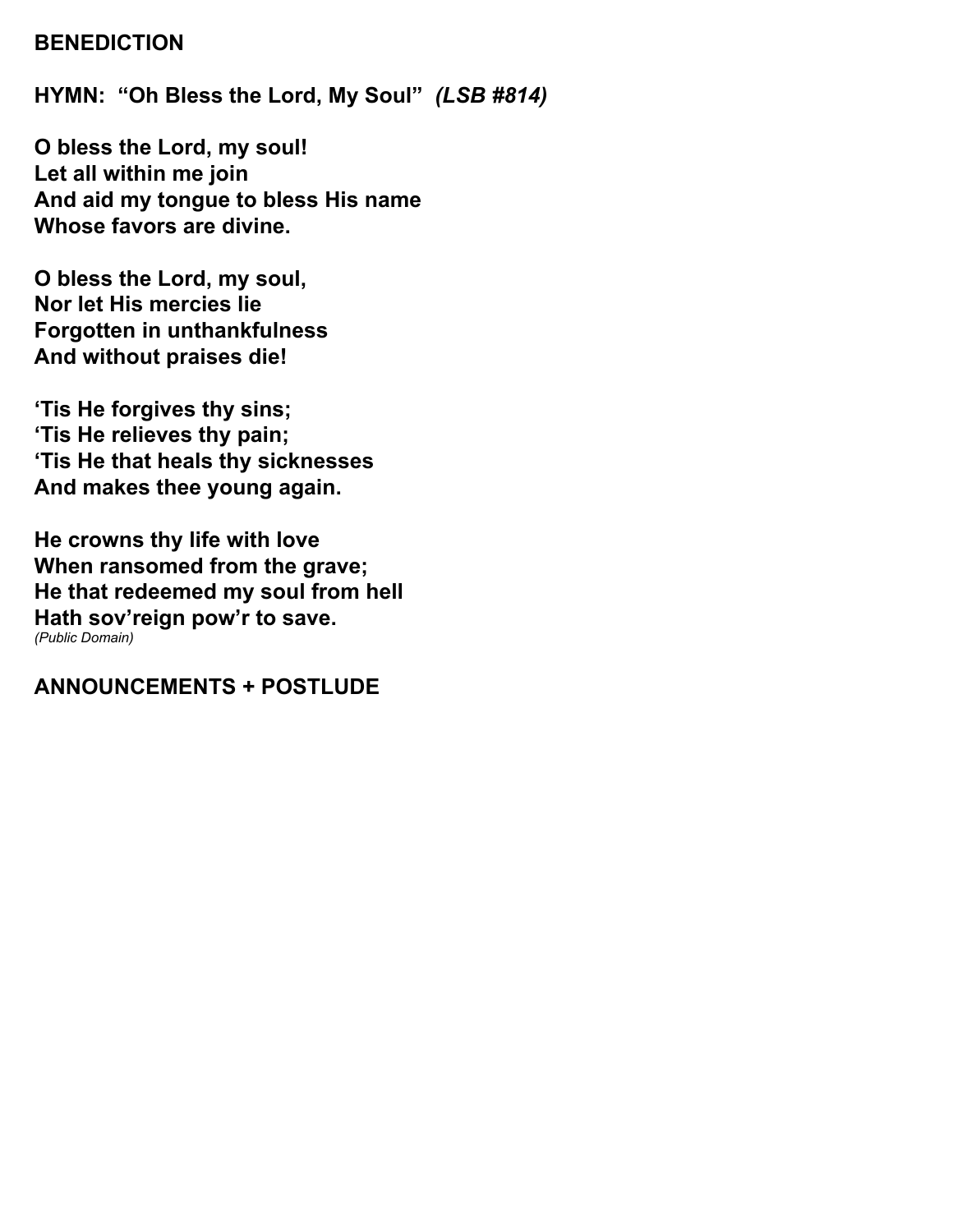**BENEDICTION**

**HYMN: "Oh Bless the Lord, My Soul"** ***(LSB #814)***

**O bless the Lord, my soul!**
**Let all within me join**
**And aid my tongue to bless His name**
**Whose favors are divine.**

**O bless the Lord, my soul,**
**Nor let His mercies lie**
**Forgotten in unthankfulness**
**And without praises die!**

**'Tis He forgives thy sins;**
**'Tis He relieves thy pain;**
**'Tis He that heals thy sicknesses**
**And makes thee young again.**

**He crowns thy life with love**
**When ransomed from the grave;**
**He that redeemed my soul from hell**
**Hath sov'reign pow'r to save.**
*(Public Domain)*

**ANNOUNCEMENTS + POSTLUDE**